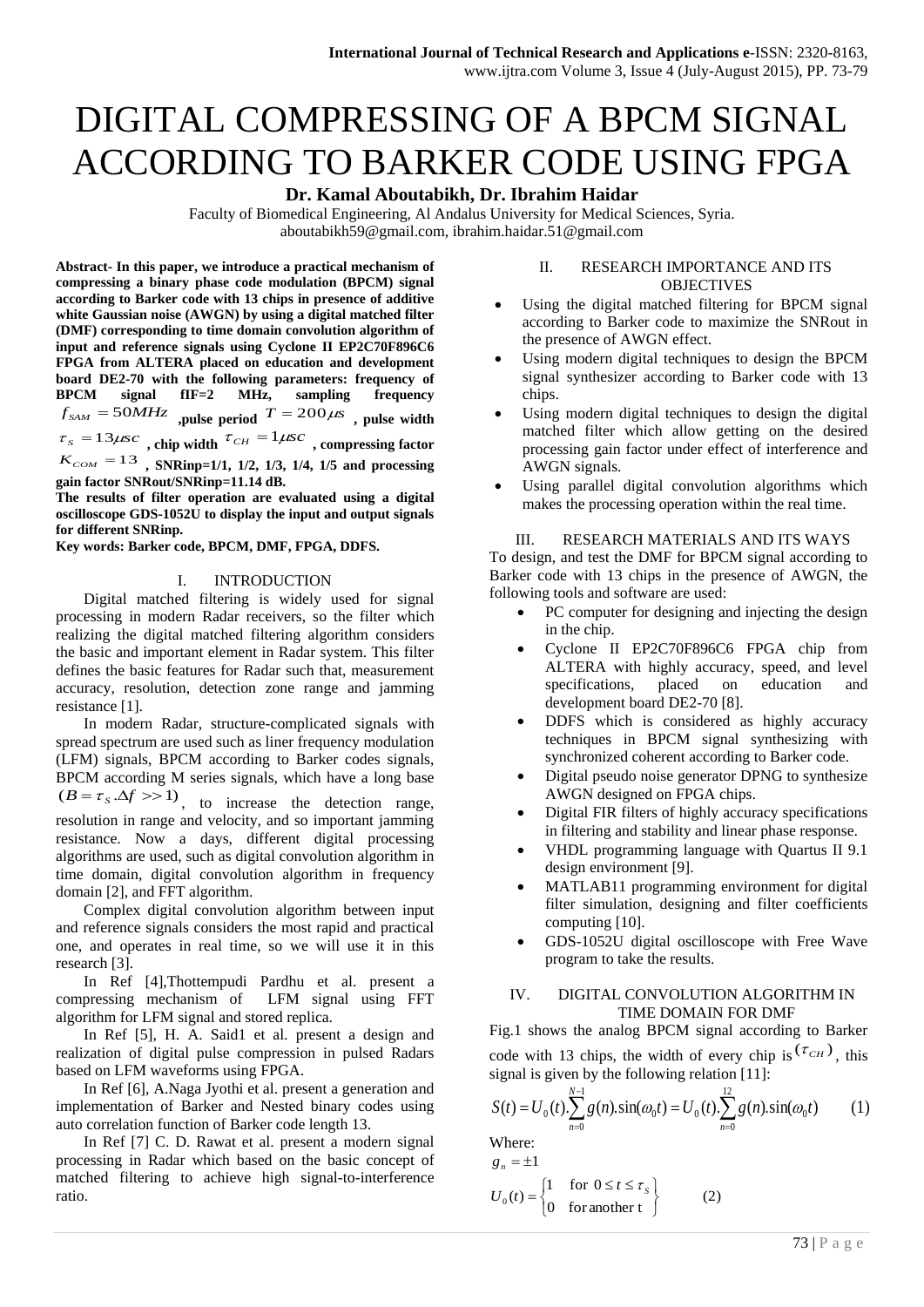# DIGITAL COMPRESSING OF A BPCM SIGNAL ACCORDING TO BARKER CODE USING FPGA

**Dr. Kamal Aboutabikh, Dr. Ibrahim Haidar**

Faculty of Biomedical Engineering, Al Andalus University for Medical Sciences, Syria.
aboutabikh59@gmail.com, ibrahim.haidar.51@gmail.com

**Abstract- In this paper, we introduce a practical mechanism of compressing a binary phase code modulation (BPCM) signal according to Barker code with 13 chips in presence of additive white Gaussian noise (AWGN) by using a digital matched filter (DMF) corresponding to time domain convolution algorithm of input and reference signals using Cyclone II EP2C70F896C6 FPGA from ALTERA placed on education and development board DE2-70 with the following parameters: frequency of BPCM signal fIF=2 MHz, sampling frequency $f_{SAM} = 50MHz$ ,pulse period $T = 200\mu s$ , pulse width $\tau_S = 13\mu sc$ , chip width $\tau_{CH} = 1\mu sc$ , compressing factor $K_{COM} = 13$ , SNRinp=1/1, 1/2, 1/3, 1/4, 1/5 and processing gain factor SNRout/SNRinp=11.14 dB.**

**The results of filter operation are evaluated using a digital oscilloscope GDS-1052U to display the input and output signals for different SNRinp.**

**Key words: Barker code, BPCM, DMF, FPGA, DDFS.**

## I. INTRODUCTION

Digital matched filtering is widely used for signal processing in modern Radar receivers, so the filter which realizing the digital matched filtering algorithm considers the basic and important element in Radar system. This filter defines the basic features for Radar such that, measurement accuracy, resolution, detection zone range and jamming resistance [1].

In modern Radar, structure-complicated signals with spread spectrum are used such as liner frequency modulation (LFM) signals, BPCM according to Barker codes signals, BPCM according M series signals, which have a long base $(B = \tau_S.\Delta f >> 1)$, to increase the detection range, resolution in range and velocity, and so important jamming resistance. Now a days, different digital processing algorithms are used, such as digital convolution algorithm in time domain, digital convolution algorithm in frequency domain [2], and FFT algorithm.

Complex digital convolution algorithm between input and reference signals considers the most rapid and practical one, and operates in real time, so we will use it in this research [3].

In Ref [4],Thottempudi Pardhu et al. present a compressing mechanism of LFM signal using FFT algorithm for LFM signal and stored replica.

In Ref [5], H. A. Said1 et al. present a design and realization of digital pulse compression in pulsed Radars based on LFM waveforms using FPGA.

In Ref [6], A.Naga Jyothi et al. present a generation and implementation of Barker and Nested binary codes using auto correlation function of Barker code length 13.

In Ref [7] C. D. Rawat et al. present a modern signal processing in Radar which based on the basic concept of matched filtering to achieve high signal-to-interference ratio.

## II. RESEARCH IMPORTANCE AND ITS OBJECTIVES

- Using the digital matched filtering for BPCM signal according to Barker code to maximize the SNRout in the presence of AWGN effect.
- Using modern digital techniques to design the BPCM signal synthesizer according to Barker code with 13 chips.
- Using modern digital techniques to design the digital matched filter which allow getting on the desired processing gain factor under effect of interference and AWGN signals.
- Using parallel digital convolution algorithms which makes the processing operation within the real time.

## III. RESEARCH MATERIALS AND ITS WAYS

To design, and test the DMF for BPCM signal according to Barker code with 13 chips in the presence of AWGN, the following tools and software are used:

- PC computer for designing and injecting the design in the chip.
- Cyclone II EP2C70F896C6 FPGA chip from ALTERA with highly accuracy, speed, and level specifications, placed on education and development board DE2-70 [8].
- DDFS which is considered as highly accuracy techniques in BPCM signal synthesizing with synchronized coherent according to Barker code.
- Digital pseudo noise generator DPNG to synthesize AWGN designed on FPGA chips.
- Digital FIR filters of highly accuracy specifications in filtering and stability and linear phase response.
- VHDL programming language with Quartus II 9.1 design environment [9].
- MATLAB11 programming environment for digital filter simulation, designing and filter coefficients computing [10].
- GDS-1052U digital oscilloscope with Free Wave program to take the results.

## IV. DIGITAL CONVOLUTION ALGORITHM IN TIME DOMAIN FOR DMF

Fig.1 shows the analog BPCM signal according to Barker code with 13 chips, the width of every chip is $(\tau_{CH})$, this signal is given by the following relation [11]:

$$S(t) = U_0(t).\sum_{n=0}^{N-1} g(n).\sin(\omega_0 t) = U_0(t).\sum_{n=0}^{12} g(n).\sin(\omega_0 t) \qquad (1)$$

Where:

$g_n = \pm 1$

$$U_0(t) = \begin{cases} 1 & \text{for } 0 \le t \le \tau_S \\ 0 & \text{for another t} \end{cases} \qquad (2)$$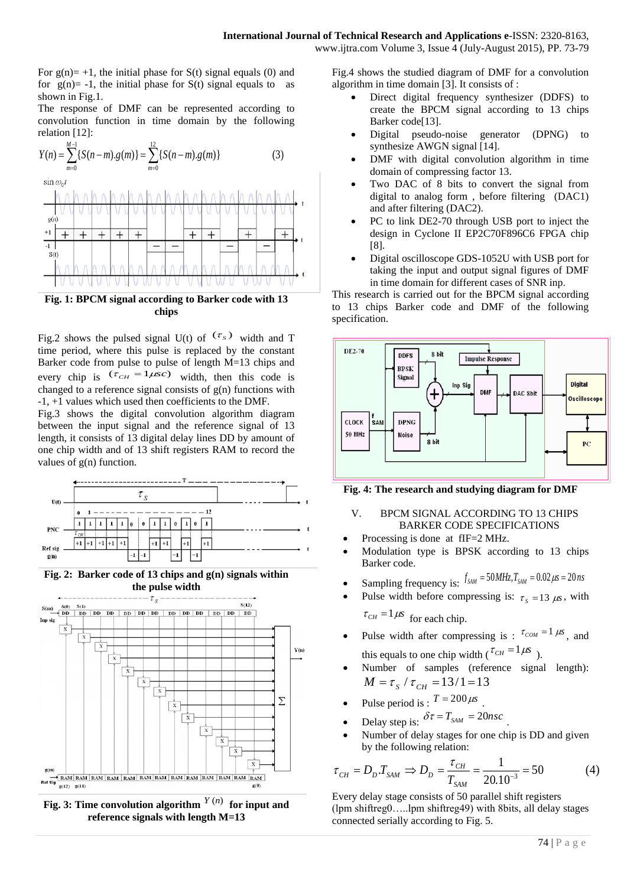For g(n)= +1, the initial phase for S(t) signal equals (0) and for g(n)= -1, the initial phase for S(t) signal equals to as shown in Fig.1.

The response of DMF can be represented according to convolution function in time domain by the following relation [12]:

$$Y(n) = \sum_{m=0}^{M-1}\{S(n-m).g(m)\} = \sum_{m=0}^{12}\{S(n-m).g(m)\} \tag{3}$$

**Fig. 1: BPCM signal according to Barker code with 13 chips**

Fig.2 shows the pulsed signal U(t) of $(\tau_S)$ width and T time period, where this pulse is replaced by the constant Barker code from pulse to pulse of length M=13 chips and every chip is $(\tau_{CH} = 1\mu sc)$ width, then this code is changed to a reference signal consists of g(n) functions with -1, +1 values which used then coefficients to the DMF.

Fig.3 shows the digital convolution algorithm diagram between the input signal and the reference signal of 13 length, it consists of 13 digital delay lines DD by amount of one chip width and of 13 shift registers RAM to record the values of g(n) function.

**Fig. 2: Barker code of 13 chips and g(n) signals within the pulse width**

**Fig. 3: Time convolution algorithm $Y(n)$ for input and reference signals with length M=13**

Fig.4 shows the studied diagram of DMF for a convolution algorithm in time domain [3]. It consists of :

- Direct digital frequency synthesizer (DDFS) to create the BPCM signal according to 13 chips Barker code[13].
- Digital pseudo-noise generator (DPNG) to synthesize AWGN signal [14].
- DMF with digital convolution algorithm in time domain of compressing factor 13.
- Two DAC of 8 bits to convert the signal from digital to analog form , before filtering (DAC1) and after filtering (DAC2).
- PC to link DE2-70 through USB port to inject the design in Cyclone II EP2C70F896C6 FPGA chip [8].
- Digital oscilloscope GDS-1052U with USB port for taking the input and output signal figures of DMF in time domain for different cases of SNR inp.

This research is carried out for the BPCM signal according to 13 chips Barker code and DMF of the following specification.

**Fig. 4: The research and studying diagram for DMF**

## V. BPCM SIGNAL ACCORDING TO 13 CHIPS BARKER CODE SPECIFICATIONS

- Processing is done at fIF=2 MHz.
- Modulation type is BPSK according to 13 chips Barker code.
- Sampling frequency is: $f_{SAM} = 50MHz, T_{SAM} = 0.02\mu s = 20ns$
- Pulse width before compressing is: $\tau_S = 13\ \mu s$, with $\tau_{CH} = 1\mu s$ for each chip.
- Pulse width after compressing is : $\tau_{COM} = 1\ \mu s$, and this equals to one chip width ($\tau_{CH} = 1\mu s$ ).
- Number of samples (reference signal length): $M = \tau_S / \tau_{CH} = 13/1 = 13$
- Pulse period is : $T = 200\,\mu s$ .
- Delay step is: $\delta\tau = T_{SAM} = 20nsc$ .
- Number of delay stages for one chip is DD and given by the following relation:

$$\tau_{CH} = D_D.T_{SAM} \Rightarrow D_D = \frac{\tau_{CH}}{T_{SAM}} = \frac{1}{20.10^{-3}} = 50 \tag{4}$$

Every delay stage consists of 50 parallel shift registers (lpm shiftreg0…..lpm shiftreg49) with 8bits, all delay stages connected serially according to Fig. 5.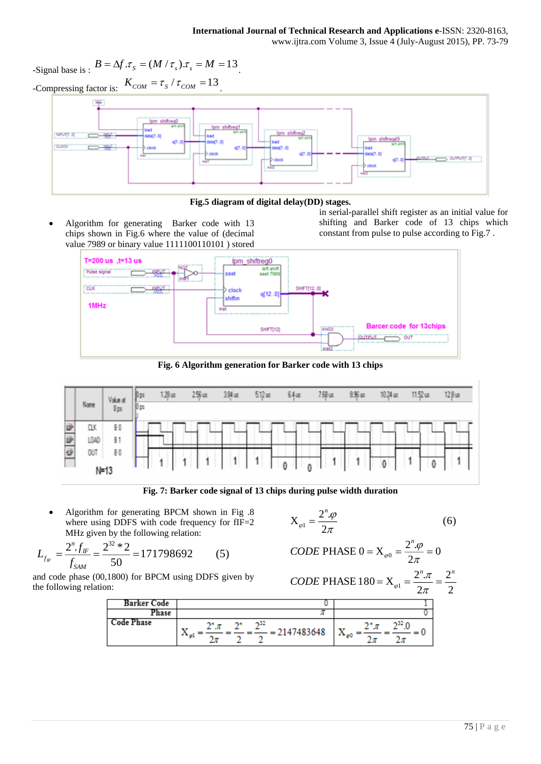-Signal base is : $B = \Delta f.\tau_S = (M/\tau_s).\tau_s = M = 13$.

-Compressing factor is: $K_{COM} = \tau_S / \tau_{COM} = 13$.

**Fig.5 diagram of digital delay(DD) stages.**

- Algorithm for generating Barker code with 13 chips shown in Fig.6 where the value of (decimal value 7989 or binary value 1111100110101 ) stored in serial-parallel shift register as an initial value for shifting and Barker code of 13 chips which constant from pulse to pulse according to Fig.7 .

**Fig. 6 Algorithm generation for Barker code with 13 chips**

**Fig. 7: Barker code signal of 13 chips during pulse width duration**

- Algorithm for generating BPCM shown in Fig .8 where using DDFS with code frequency for fIF=2 MHz given by the following relation:

$$L_{f_{IF}} = \frac{2^n.f_{IF}}{f_{SAM}} = \frac{2^{32}*2}{50} = 171798692 \qquad (5)$$

and code phase (00,1800) for BPCM using DDFS given by the following relation:

$$X_{\varphi 1} = \frac{2^n.\varphi}{2\pi} \qquad (6)$$

$$CODE\ \text{PHASE}\ 0 = X_{\varphi 0} = \frac{2^n.\varphi}{2\pi} = 0$$

$$CODE\ \text{PHASE}\ 180 = X_{\varphi 1} = \frac{2^n.\pi}{2\pi} = \frac{2^n}{2}$$

| Barker Code | 0 | 1 |
|---|---|---|
| Phase | $\pi$ | 0 |
| Code Phase | $X_{\varphi 1} = \frac{2^n.\pi}{2\pi} = \frac{2^n}{2} = \frac{2^{32}}{2} = 2147483648$ | $X_{\varphi 0} = \frac{2^n.\pi}{2\pi} = \frac{2^{32}.0}{2\pi} = 0$ |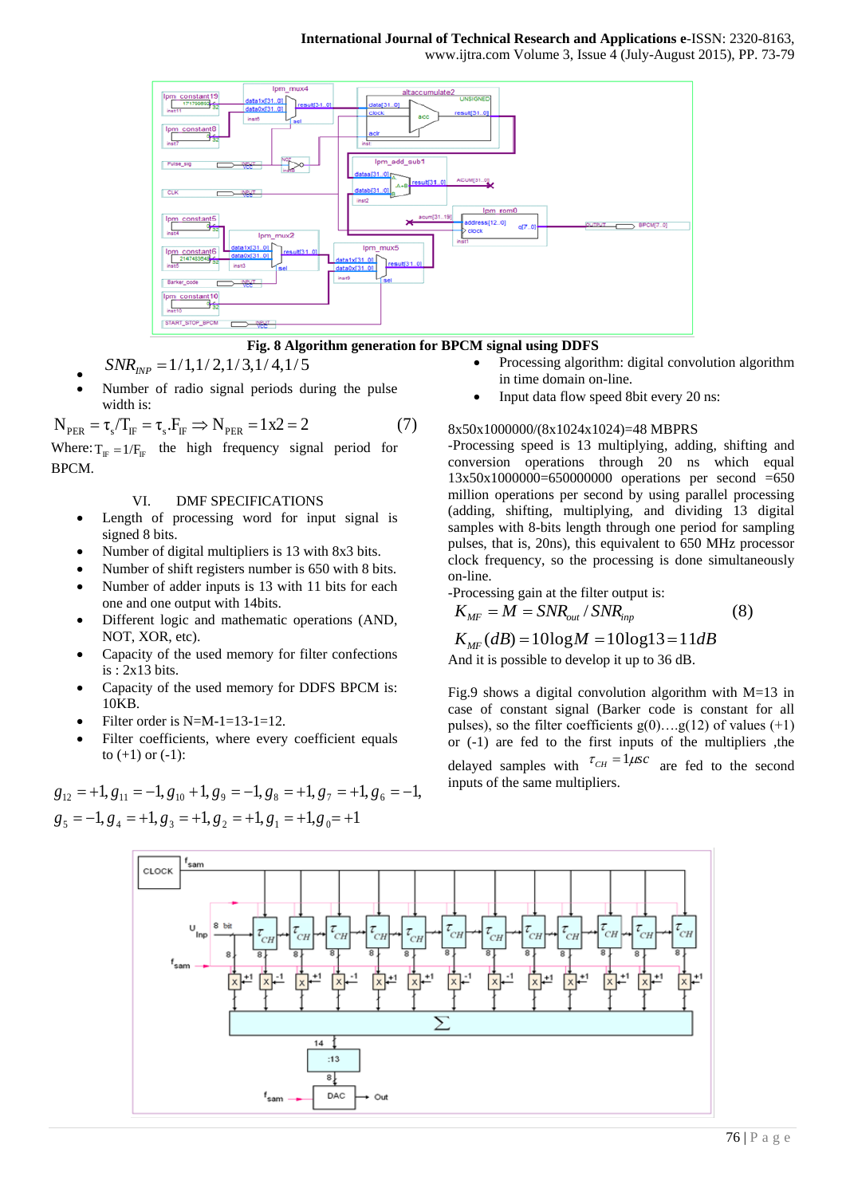Fig. 8 Algorithm generation for BPCM signal using DDFS

- $SNR_{INP} = 1/1, 1/2, 1/3, 1/4, 1/5$
- Number of radio signal periods during the pulse width is:

$$N_{PER} = \tau_s / T_{IF} = \tau_s . F_{IF} \Rightarrow N_{PER} = 1x2 = 2 \quad (7)$$

Where: $T_{IF} = 1/F_{IF}$ the high frequency signal period for BPCM.

## VI. DMF SPECIFICATIONS

- Length of processing word for input signal is signed 8 bits.
- Number of digital multipliers is 13 with 8x3 bits.
- Number of shift registers number is 650 with 8 bits.
- Number of adder inputs is 13 with 11 bits for each one and one output with 14bits.
- Different logic and mathematic operations (AND, NOT, XOR, etc).
- Capacity of the used memory for filter confections is : 2x13 bits.
- Capacity of the used memory for DDFS BPCM is: 10KB.
- Filter order is N=M-1=13-1=12.
- Filter coefficients, where every coefficient equals to (+1) or (-1):

$$g_{12} = +1, g_{11} = -1, g_{10} + 1, g_9 = -1, g_8 = +1, g_7 = +1, g_6 = -1,$$
$$g_5 = -1, g_4 = +1, g_3 = +1, g_2 = +1, g_1 = +1, g_0 = +1$$

- Processing algorithm: digital convolution algorithm in time domain on-line.
- Input data flow speed 8bit every 20 ns:

8x50x1000000/(8x1024x1024)=48 MBPRS

-Processing speed is 13 multiplying, adding, shifting and conversion operations through 20 ns which equal 13x50x1000000=650000000 operations per second =650 million operations per second by using parallel processing (adding, shifting, multiplying, and dividing 13 digital samples with 8-bits length through one period for sampling pulses, that is, 20ns), this equivalent to 650 MHz processor clock frequency, so the processing is done simultaneously on-line.

-Processing gain at the filter output is:

$$K_{MF} = M = SNR_{out} / SNR_{inp} \quad (8)$$

$$K_{MF}(dB) = 10\log M = 10\log 13 = 11dB$$

And it is possible to develop it up to 36 dB.

Fig.9 shows a digital convolution algorithm with M=13 in case of constant signal (Barker code is constant for all pulses), so the filter coefficients g(0)….g(12) of values (+1) or (-1) are fed to the first inputs of the multipliers ,the delayed samples with $\tau_{CH} = 1\mu sc$ are fed to the second inputs of the same multipliers.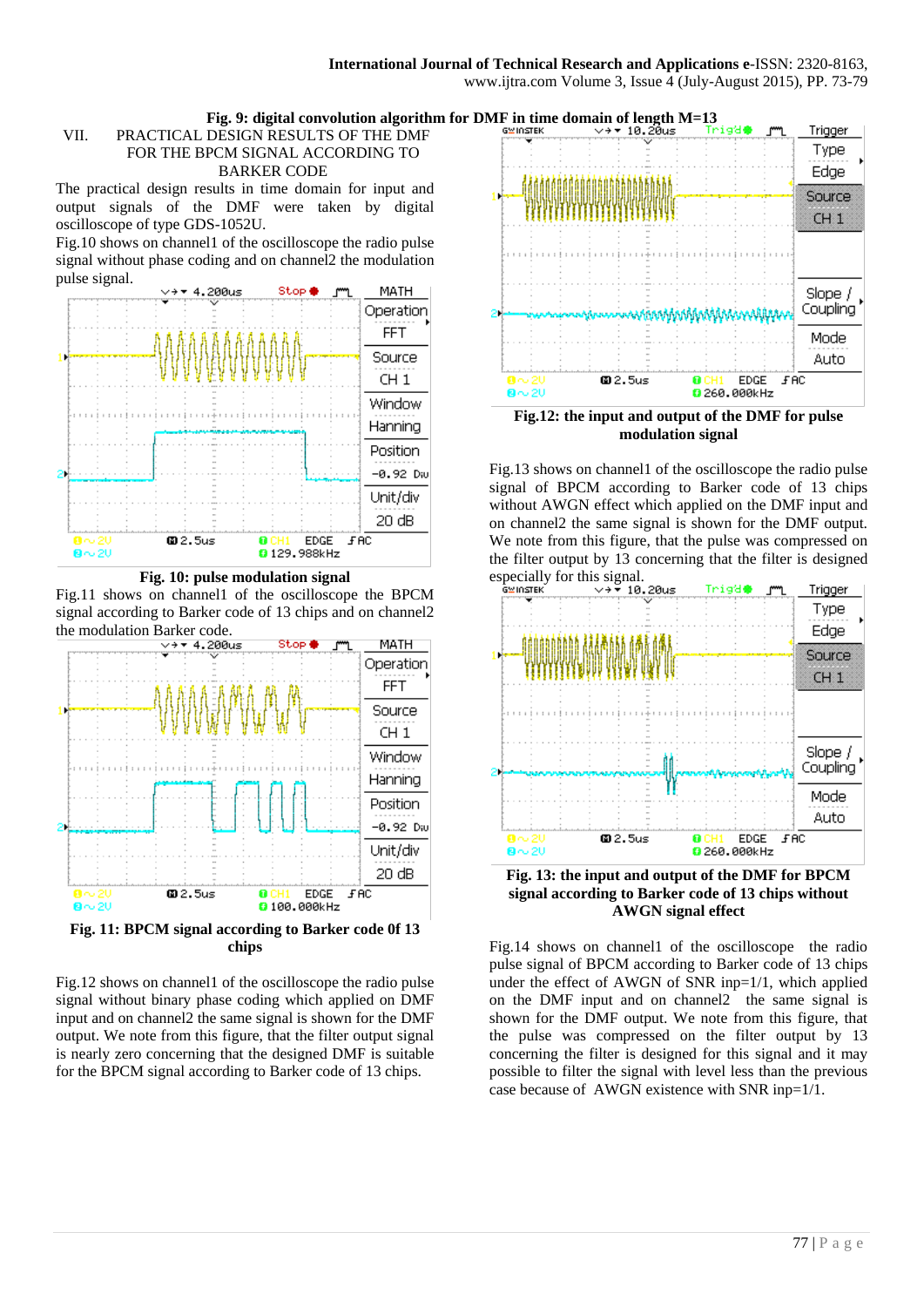**Fig. 9: digital convolution algorithm for DMF in time domain of length M=13**

## VII. PRACTICAL DESIGN RESULTS OF THE DMF FOR THE BPCM SIGNAL ACCORDING TO BARKER CODE

The practical design results in time domain for input and output signals of the DMF were taken by digital oscilloscope of type GDS-1052U.

Fig.10 shows on channel1 of the oscilloscope the radio pulse signal without phase coding and on channel2 the modulation pulse signal.

**Fig. 10: pulse modulation signal**

Fig.11 shows on channel1 of the oscilloscope the BPCM signal according to Barker code of 13 chips and on channel2 the modulation Barker code.

**Fig. 11: BPCM signal according to Barker code 0f 13 chips**

Fig.12 shows on channel1 of the oscilloscope the radio pulse signal without binary phase coding which applied on DMF input and on channel2 the same signal is shown for the DMF output. We note from this figure, that the filter output signal is nearly zero concerning that the designed DMF is suitable for the BPCM signal according to Barker code of 13 chips.

**Fig.12: the input and output of the DMF for pulse modulation signal**

Fig.13 shows on channel1 of the oscilloscope the radio pulse signal of BPCM according to Barker code of 13 chips without AWGN effect which applied on the DMF input and on channel2 the same signal is shown for the DMF output. We note from this figure, that the pulse was compressed on the filter output by 13 concerning that the filter is designed especially for this signal.

**Fig. 13: the input and output of the DMF for BPCM signal according to Barker code of 13 chips without AWGN signal effect**

Fig.14 shows on channel1 of the oscilloscope the radio pulse signal of BPCM according to Barker code of 13 chips under the effect of AWGN of SNR inp=1/1, which applied on the DMF input and on channel2 the same signal is shown for the DMF output. We note from this figure, that the pulse was compressed on the filter output by 13 concerning the filter is designed for this signal and it may possible to filter the signal with level less than the previous case because of AWGN existence with SNR inp=1/1.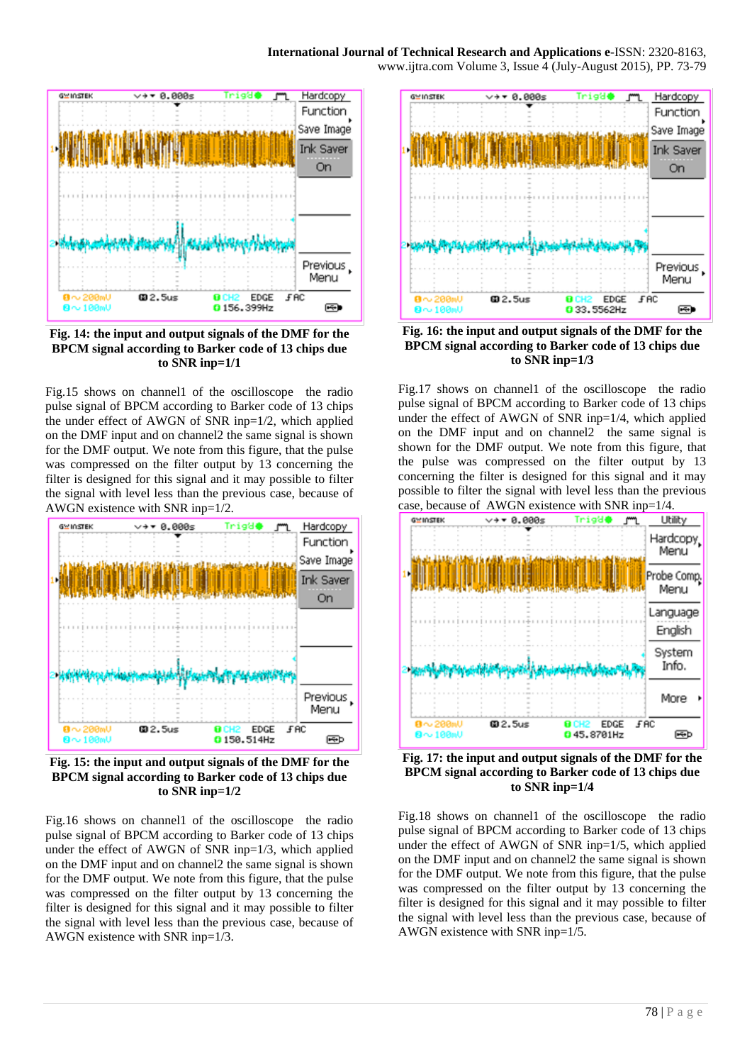**Fig. 14: the input and output signals of the DMF for the BPCM signal according to Barker code of 13 chips due to SNR inp=1/1**

Fig.15 shows on channel1 of the oscilloscope the radio pulse signal of BPCM according to Barker code of 13 chips the under effect of AWGN of SNR inp=1/2, which applied on the DMF input and on channel2 the same signal is shown for the DMF output. We note from this figure, that the pulse was compressed on the filter output by 13 concerning the filter is designed for this signal and it may possible to filter the signal with level less than the previous case, because of AWGN existence with SNR inp=1/2.

**Fig. 15: the input and output signals of the DMF for the BPCM signal according to Barker code of 13 chips due to SNR inp=1/2**

Fig.16 shows on channel1 of the oscilloscope the radio pulse signal of BPCM according to Barker code of 13 chips under the effect of AWGN of SNR inp=1/3, which applied on the DMF input and on channel2 the same signal is shown for the DMF output. We note from this figure, that the pulse was compressed on the filter output by 13 concerning the filter is designed for this signal and it may possible to filter the signal with level less than the previous case, because of AWGN existence with SNR inp=1/3.

**Fig. 16: the input and output signals of the DMF for the BPCM signal according to Barker code of 13 chips due to SNR inp=1/3**

Fig.17 shows on channel1 of the oscilloscope the radio pulse signal of BPCM according to Barker code of 13 chips under the effect of AWGN of SNR inp=1/4, which applied on the DMF input and on channel2 the same signal is shown for the DMF output. We note from this figure, that the pulse was compressed on the filter output by 13 concerning the filter is designed for this signal and it may possible to filter the signal with level less than the previous case, because of AWGN existence with SNR inp=1/4.

**Fig. 17: the input and output signals of the DMF for the BPCM signal according to Barker code of 13 chips due to SNR inp=1/4**

Fig.18 shows on channel1 of the oscilloscope the radio pulse signal of BPCM according to Barker code of 13 chips under the effect of AWGN of SNR inp=1/5, which applied on the DMF input and on channel2 the same signal is shown for the DMF output. We note from this figure, that the pulse was compressed on the filter output by 13 concerning the filter is designed for this signal and it may possible to filter the signal with level less than the previous case, because of AWGN existence with SNR inp=1/5.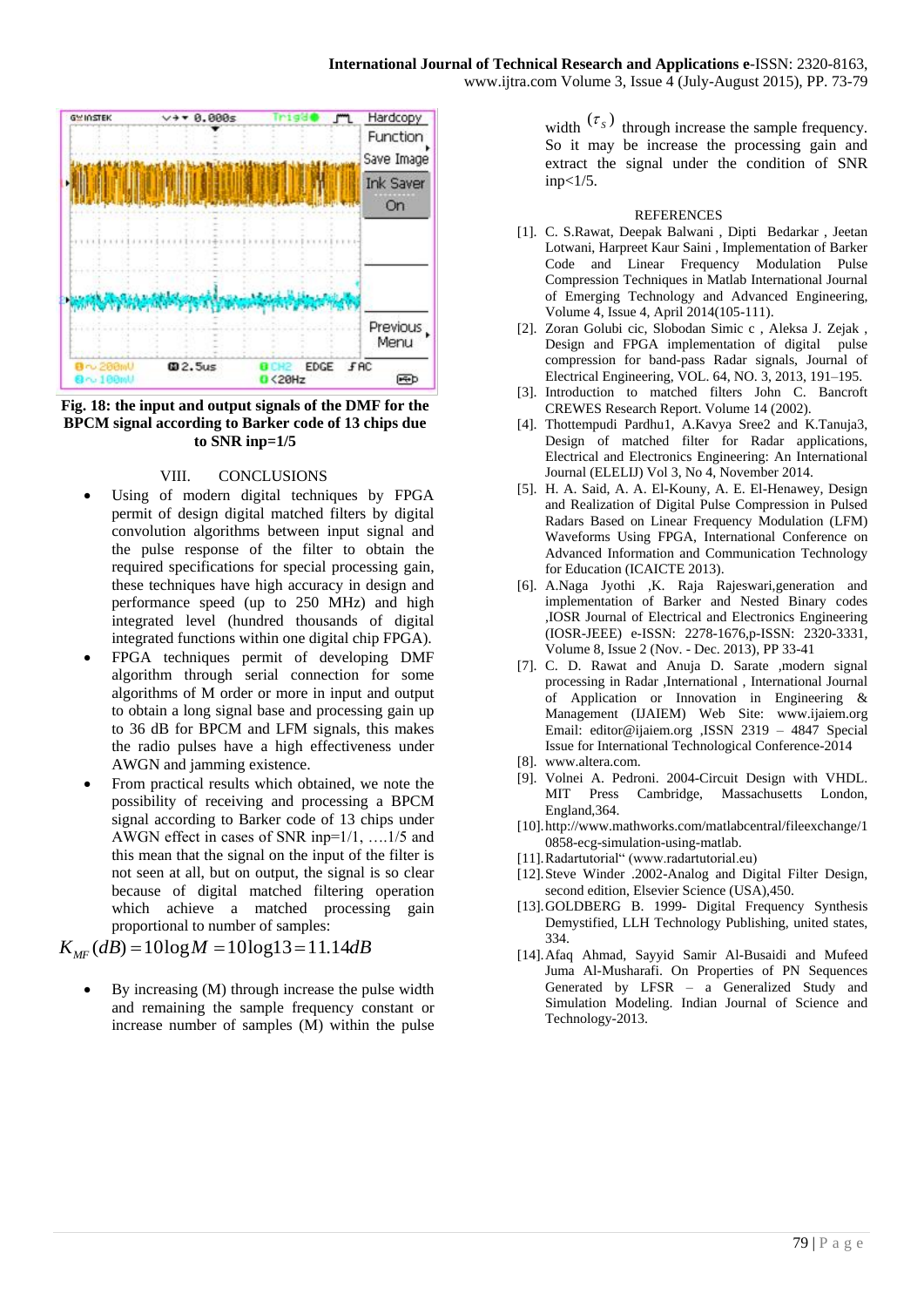Fig. 18: the input and output signals of the DMF for the BPCM signal according to Barker code of 13 chips due to SNR inp=1/5

## VIII. CONCLUSIONS

- Using of modern digital techniques by FPGA permit of design digital matched filters by digital convolution algorithms between input signal and the pulse response of the filter to obtain the required specifications for special processing gain, these techniques have high accuracy in design and performance speed (up to 250 MHz) and high integrated level (hundred thousands of digital integrated functions within one digital chip FPGA).
- FPGA techniques permit of developing DMF algorithm through serial connection for some algorithms of M order or more in input and output to obtain a long signal base and processing gain up to 36 dB for BPCM and LFM signals, this makes the radio pulses have a high effectiveness under AWGN and jamming existence.
- From practical results which obtained, we note the possibility of receiving and processing a BPCM signal according to Barker code of 13 chips under AWGN effect in cases of SNR inp=1/1, ….1/5 and this mean that the signal on the input of the filter is not seen at all, but on output, the signal is so clear because of digital matched filtering operation which achieve a matched processing gain proportional to number of samples:

$$K_{MF}(dB) = 10\log M = 10\log 13 = 11.14dB$$

- By increasing (M) through increase the pulse width and remaining the sample frequency constant or increase number of samples (M) within the pulse width $(\tau_S)$ through increase the sample frequency. So it may be increase the processing gain and extract the signal under the condition of SNR inp<1/5.

## REFERENCES

[1]. C. S.Rawat, Deepak Balwani , Dipti Bedarkar , Jeetan Lotwani, Harpreet Kaur Saini , Implementation of Barker Code and Linear Frequency Modulation Pulse Compression Techniques in Matlab International Journal of Emerging Technology and Advanced Engineering, Volume 4, Issue 4, April 2014(105-111).

[2]. Zoran Golubi cic, Slobodan Simic c , Aleksa J. Zejak , Design and FPGA implementation of digital pulse compression for band-pass Radar signals, Journal of Electrical Engineering, VOL. 64, NO. 3, 2013, 191–195.

[3]. Introduction to matched filters John C. Bancroft CREWES Research Report. Volume 14 (2002).

[4]. Thottempudi Pardhu1, A.Kavya Sree2 and K.Tanuja3, Design of matched filter for Radar applications, Electrical and Electronics Engineering: An International Journal (ELELIJ) Vol 3, No 4, November 2014.

[5]. H. A. Said, A. A. El-Kouny, A. E. El-Henawey, Design and Realization of Digital Pulse Compression in Pulsed Radars Based on Linear Frequency Modulation (LFM) Waveforms Using FPGA, International Conference on Advanced Information and Communication Technology for Education (ICAICTE 2013).

[6]. A.Naga Jyothi ,K. Raja Rajeswari,generation and implementation of Barker and Nested Binary codes ,IOSR Journal of Electrical and Electronics Engineering (IOSR-JEEE) e-ISSN: 2278-1676,p-ISSN: 2320-3331, Volume 8, Issue 2 (Nov. - Dec. 2013), PP 33-41

[7]. C. D. Rawat and Anuja D. Sarate ,modern signal processing in Radar ,International , International Journal of Application or Innovation in Engineering & Management (IJAIEM) Web Site: www.ijaiem.org Email: editor@ijaiem.org ,ISSN 2319 – 4847 Special Issue for International Technological Conference-2014

[8]. www.altera.com.

[9]. Volnei A. Pedroni. 2004-Circuit Design with VHDL. MIT Press Cambridge, Massachusetts London, England,364.

[10]. http://www.mathworks.com/matlabcentral/fileexchange/10858-ecg-simulation-using-matlab.

[11]. Radartutorial" (www.radartutorial.eu)

[12]. Steve Winder .2002-Analog and Digital Filter Design, second edition, Elsevier Science (USA),450.

[13]. GOLDBERG B. 1999- Digital Frequency Synthesis Demystified, LLH Technology Publishing, united states, 334.

[14]. Afaq Ahmad, Sayyid Samir Al-Busaidi and Mufeed Juma Al-Musharafi. On Properties of PN Sequences Generated by LFSR – a Generalized Study and Simulation Modeling. Indian Journal of Science and Technology-2013.